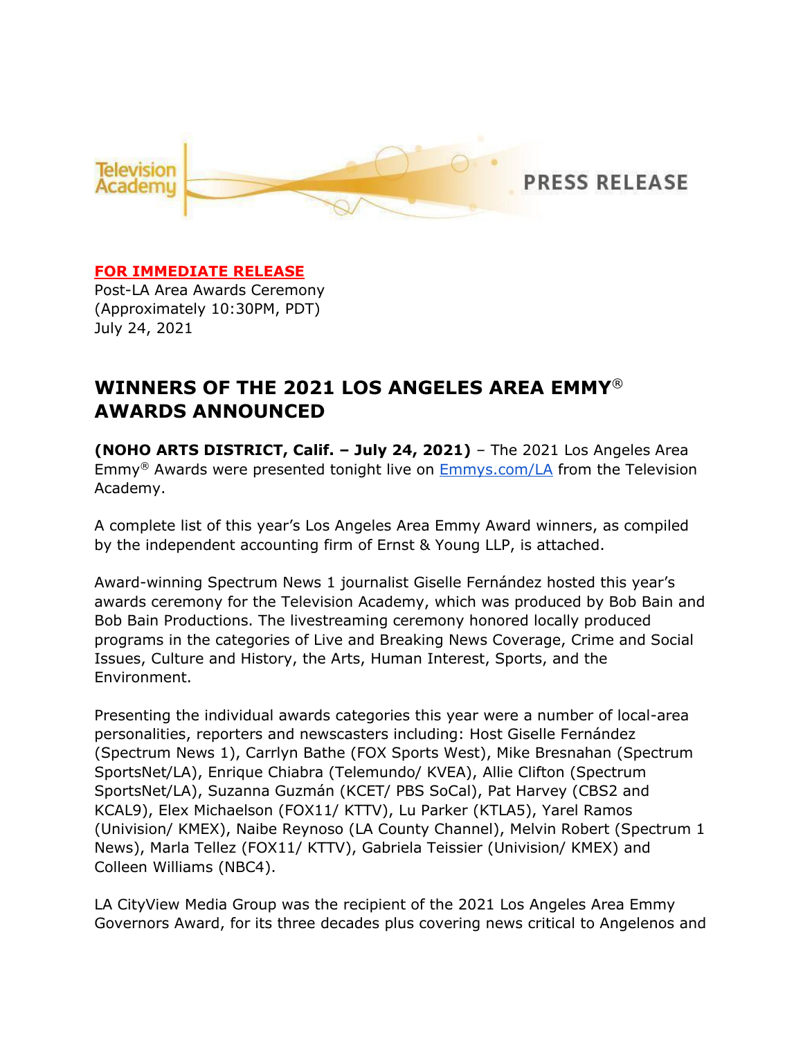Television Academy

**PRESS RELEASE**

**FOR IMMEDIATE RELEASE**
Post-LA Area Awards Ceremony
(Approximately 10:30PM, PDT)
July 24, 2021

# WINNERS OF THE 2021 LOS ANGELES AREA EMMY® AWARDS ANNOUNCED

**(NOHO ARTS DISTRICT, Calif. – July 24, 2021)** – The 2021 Los Angeles Area Emmy® Awards were presented tonight live on [Emmys.com/LA](Emmys.com/LA) from the Television Academy.

A complete list of this year's Los Angeles Area Emmy Award winners, as compiled by the independent accounting firm of Ernst & Young LLP, is attached.

Award-winning Spectrum News 1 journalist Giselle Fernández hosted this year's awards ceremony for the Television Academy, which was produced by Bob Bain and Bob Bain Productions. The livestreaming ceremony honored locally produced programs in the categories of Live and Breaking News Coverage, Crime and Social Issues, Culture and History, the Arts, Human Interest, Sports, and the Environment.

Presenting the individual awards categories this year were a number of local-area personalities, reporters and newscasters including: Host Giselle Fernández (Spectrum News 1), Carrlyn Bathe (FOX Sports West), Mike Bresnahan (Spectrum SportsNet/LA), Enrique Chiabra (Telemundo/ KVEA), Allie Clifton (Spectrum SportsNet/LA), Suzanna Guzmán (KCET/ PBS SoCal), Pat Harvey (CBS2 and KCAL9), Elex Michaelson (FOX11/ KTTV), Lu Parker (KTLA5), Yarel Ramos (Univision/ KMEX), Naibe Reynoso (LA County Channel), Melvin Robert (Spectrum 1 News), Marla Tellez (FOX11/ KTTV), Gabriela Teissier (Univision/ KMEX) and Colleen Williams (NBC4).

LA CityView Media Group was the recipient of the 2021 Los Angeles Area Emmy Governors Award, for its three decades plus covering news critical to Angelenos and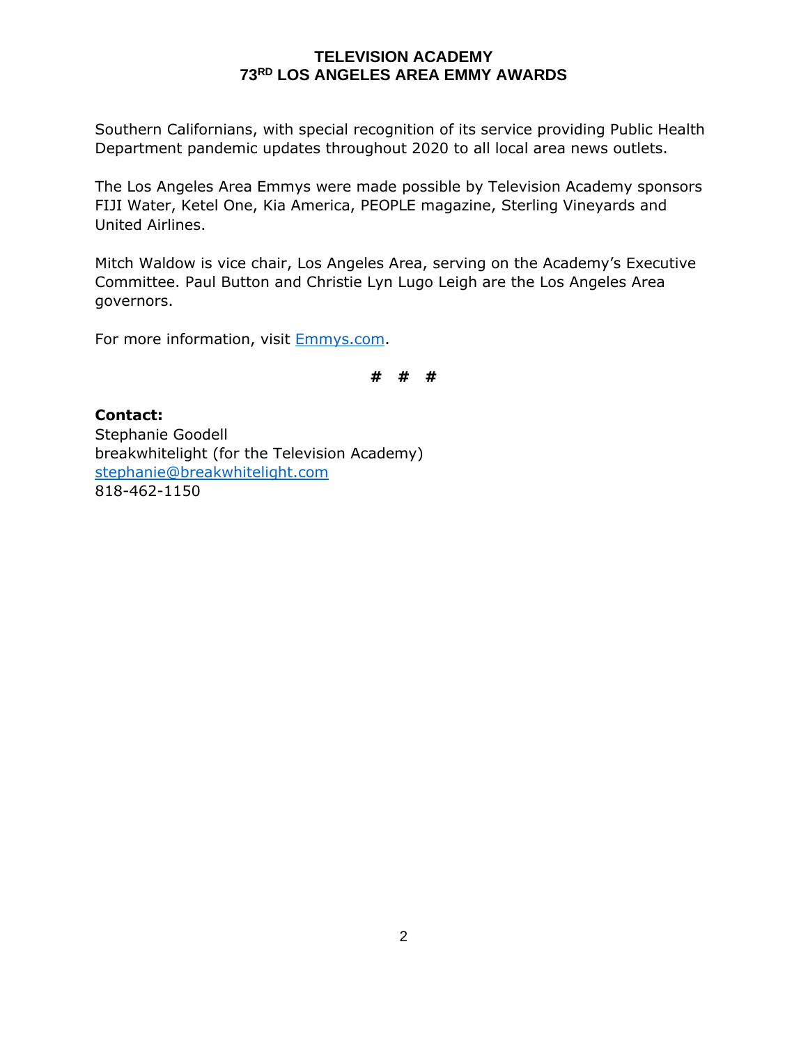Southern Californians, with special recognition of its service providing Public Health Department pandemic updates throughout 2020 to all local area news outlets.

The Los Angeles Area Emmys were made possible by Television Academy sponsors FIJI Water, Ketel One, Kia America, PEOPLE magazine, Sterling Vineyards and United Airlines.

Mitch Waldow is vice chair, Los Angeles Area, serving on the Academy's Executive Committee. Paul Button and Christie Lyn Lugo Leigh are the Los Angeles Area governors.

For more information, visit [Emmys.com](Emmys.com).

# # #

**Contact:**
Stephanie Goodell
breakwhitelight (for the Television Academy)
[stephanie@breakwhitelight.com](mailto:stephanie@breakwhitelight.com)
818-462-1150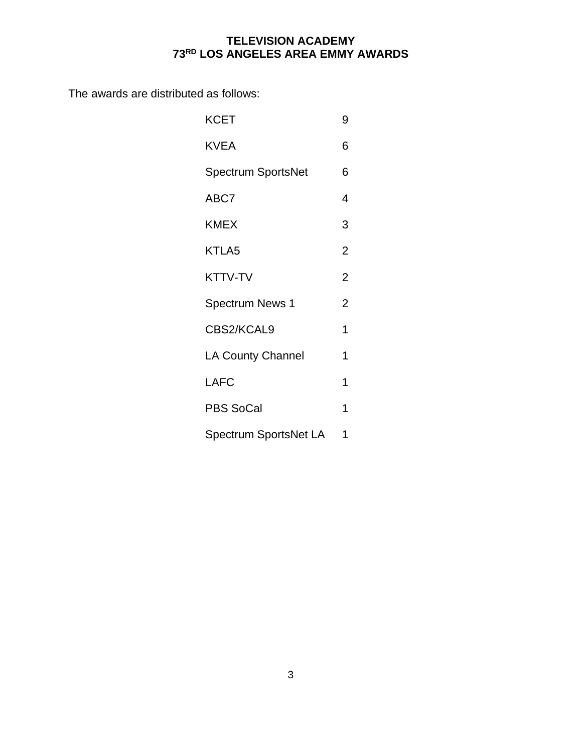**TELEVISION ACADEMY**
**73RD LOS ANGELES AREA EMMY AWARDS**

The awards are distributed as follows:

| | |
|---|---|
| KCET | 9 |
| KVEA | 6 |
| Spectrum SportsNet | 6 |
| ABC7 | 4 |
| KMEX | 3 |
| KTLA5 | 2 |
| KTTV-TV | 2 |
| Spectrum News 1 | 2 |
| CBS2/KCAL9 | 1 |
| LA County Channel | 1 |
| LAFC | 1 |
| PBS SoCal | 1 |
| Spectrum SportsNet LA | 1 |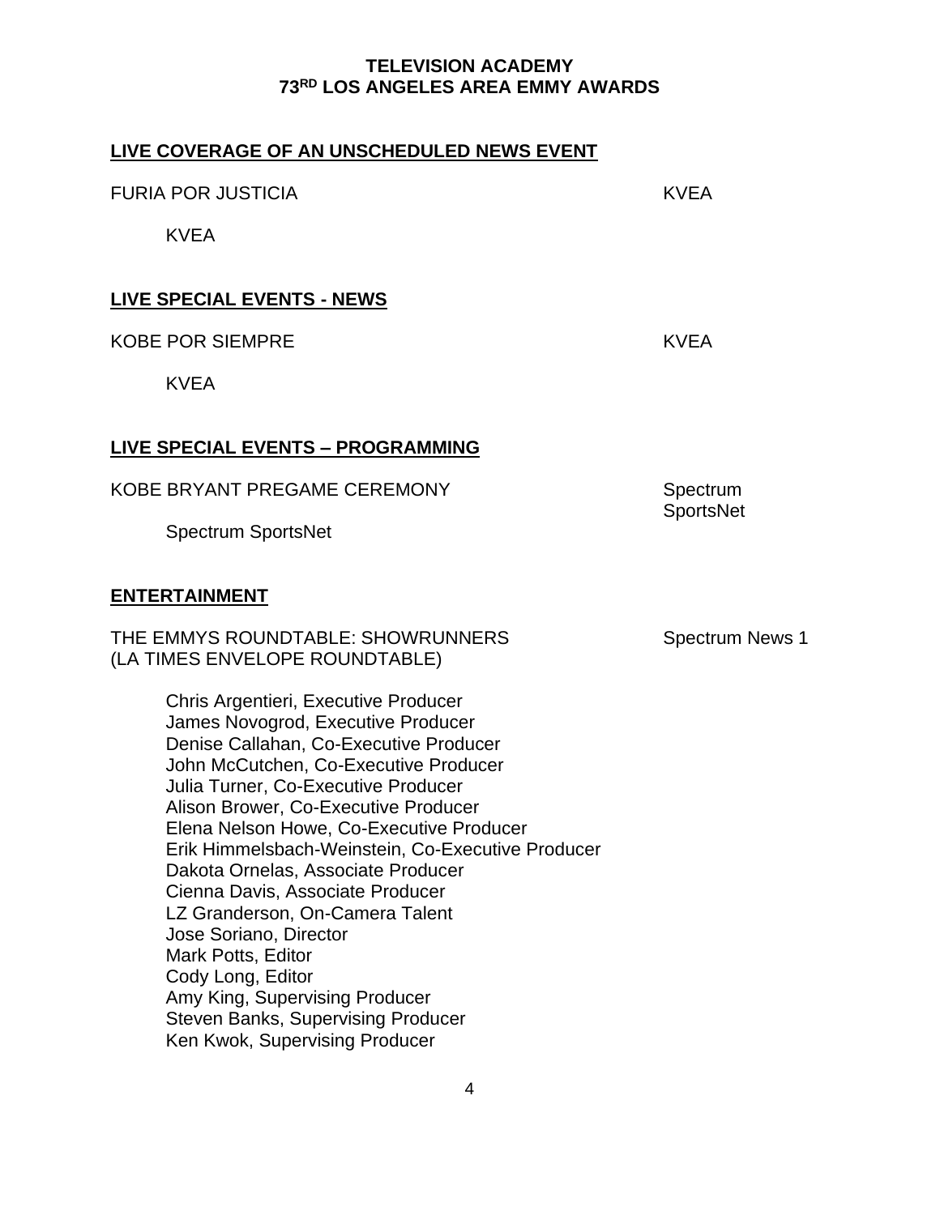**TELEVISION ACADEMY**
**73RD LOS ANGELES AREA EMMY AWARDS**

## LIVE COVERAGE OF AN UNSCHEDULED NEWS EVENT

FURIA POR JUSTICIA — KVEA

KVEA

## LIVE SPECIAL EVENTS - NEWS

KOBE POR SIEMPRE — KVEA

KVEA

## LIVE SPECIAL EVENTS – PROGRAMMING

KOBE BRYANT PREGAME CEREMONY — Spectrum SportsNet

Spectrum SportsNet

## ENTERTAINMENT

THE EMMYS ROUNDTABLE: SHOWRUNNERS (LA TIMES ENVELOPE ROUNDTABLE) — Spectrum News 1

Chris Argentieri, Executive Producer
James Novogrod, Executive Producer
Denise Callahan, Co-Executive Producer
John McCutchen, Co-Executive Producer
Julia Turner, Co-Executive Producer
Alison Brower, Co-Executive Producer
Elena Nelson Howe, Co-Executive Producer
Erik Himmelsbach-Weinstein, Co-Executive Producer
Dakota Ornelas, Associate Producer
Cienna Davis, Associate Producer
LZ Granderson, On-Camera Talent
Jose Soriano, Director
Mark Potts, Editor
Cody Long, Editor
Amy King, Supervising Producer
Steven Banks, Supervising Producer
Ken Kwok, Supervising Producer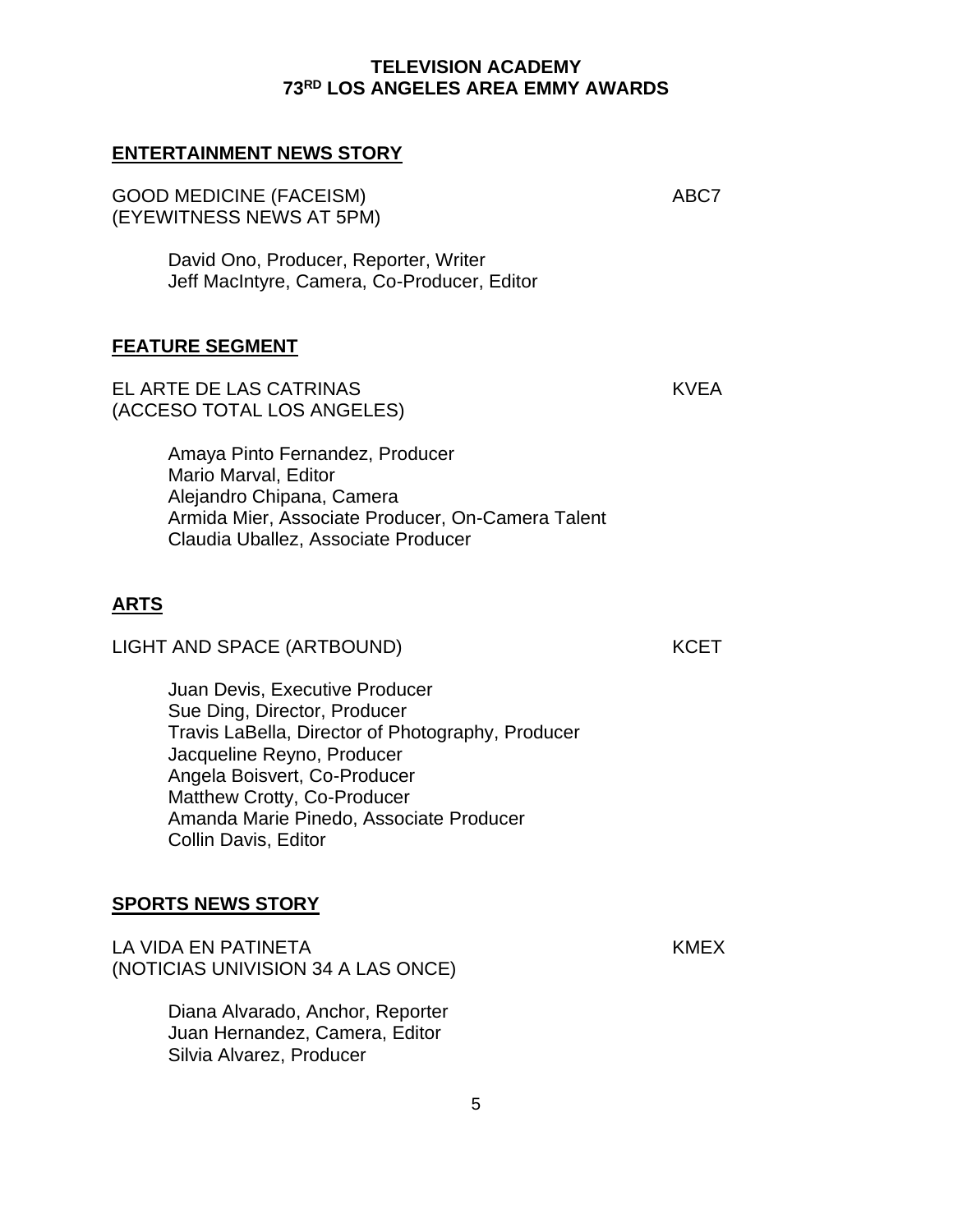**TELEVISION ACADEMY**
**73RD LOS ANGELES AREA EMMY AWARDS**

## ENTERTAINMENT NEWS STORY

GOOD MEDICINE (FACEISM) — ABC7
(EYEWITNESS NEWS AT 5PM)

David Ono, Producer, Reporter, Writer
Jeff MacIntyre, Camera, Co-Producer, Editor

## FEATURE SEGMENT

EL ARTE DE LAS CATRINAS — KVEA
(ACCESO TOTAL LOS ANGELES)

Amaya Pinto Fernandez, Producer
Mario Marval, Editor
Alejandro Chipana, Camera
Armida Mier, Associate Producer, On-Camera Talent
Claudia Uballez, Associate Producer

## ARTS

LIGHT AND SPACE (ARTBOUND) — KCET

Juan Devis, Executive Producer
Sue Ding, Director, Producer
Travis LaBella, Director of Photography, Producer
Jacqueline Reyno, Producer
Angela Boisvert, Co-Producer
Matthew Crotty, Co-Producer
Amanda Marie Pinedo, Associate Producer
Collin Davis, Editor

## SPORTS NEWS STORY

LA VIDA EN PATINETA — KMEX
(NOTICIAS UNIVISION 34 A LAS ONCE)

Diana Alvarado, Anchor, Reporter
Juan Hernandez, Camera, Editor
Silvia Alvarez, Producer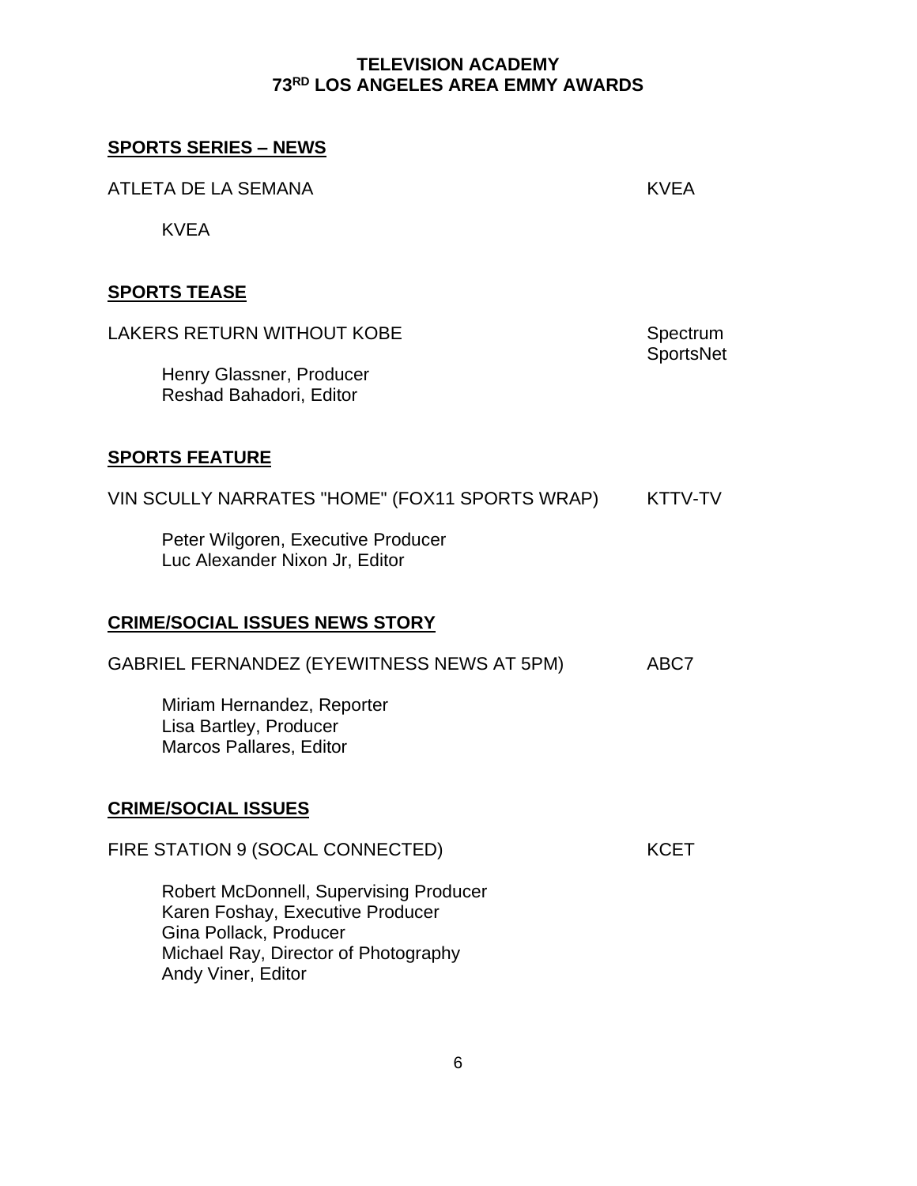**TELEVISION ACADEMY**
**73RD LOS ANGELES AREA EMMY AWARDS**

## SPORTS SERIES – NEWS

ATLETA DE LA SEMANA — KVEA

KVEA

## SPORTS TEASE

LAKERS RETURN WITHOUT KOBE — Spectrum SportsNet

Henry Glassner, Producer
Reshad Bahadori, Editor

## SPORTS FEATURE

VIN SCULLY NARRATES "HOME" (FOX11 SPORTS WRAP) — KTTV-TV

Peter Wilgoren, Executive Producer
Luc Alexander Nixon Jr, Editor

## CRIME/SOCIAL ISSUES NEWS STORY

GABRIEL FERNANDEZ (EYEWITNESS NEWS AT 5PM) — ABC7

Miriam Hernandez, Reporter
Lisa Bartley, Producer
Marcos Pallares, Editor

## CRIME/SOCIAL ISSUES

FIRE STATION 9 (SOCAL CONNECTED) — KCET

Robert McDonnell, Supervising Producer
Karen Foshay, Executive Producer
Gina Pollack, Producer
Michael Ray, Director of Photography
Andy Viner, Editor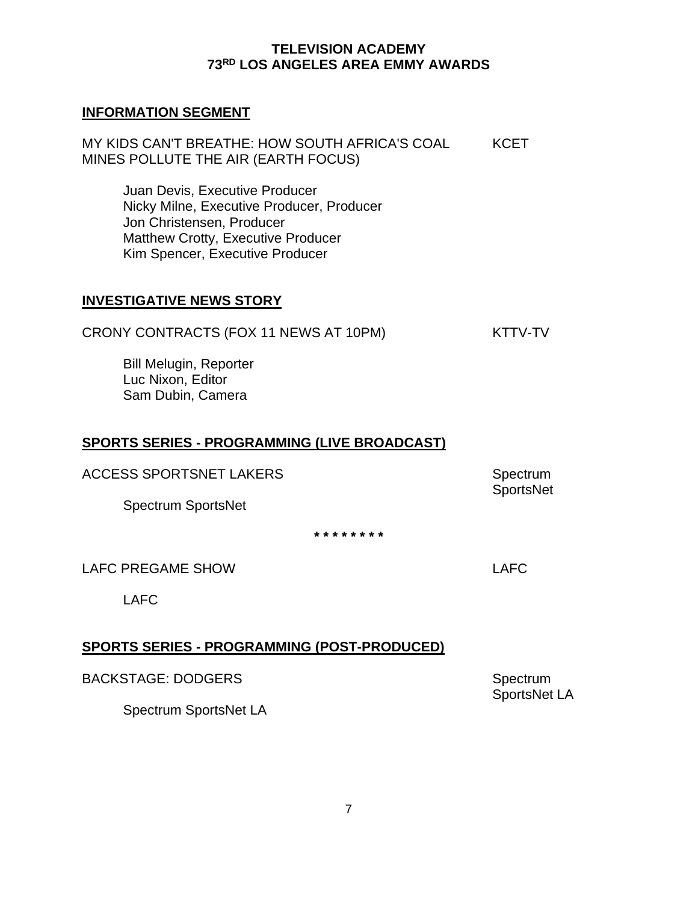**TELEVISION ACADEMY**
**73RD LOS ANGELES AREA EMMY AWARDS**

## INFORMATION SEGMENT

MY KIDS CAN'T BREATHE: HOW SOUTH AFRICA'S COAL MINES POLLUTE THE AIR (EARTH FOCUS) — KCET

Juan Devis, Executive Producer
Nicky Milne, Executive Producer, Producer
Jon Christensen, Producer
Matthew Crotty, Executive Producer
Kim Spencer, Executive Producer

## INVESTIGATIVE NEWS STORY

CRONY CONTRACTS (FOX 11 NEWS AT 10PM) — KTTV-TV

Bill Melugin, Reporter
Luc Nixon, Editor
Sam Dubin, Camera

## SPORTS SERIES - PROGRAMMING (LIVE BROADCAST)

ACCESS SPORTSNET LAKERS — Spectrum SportsNet

Spectrum SportsNet

* * * * * * * *

LAFC PREGAME SHOW — LAFC

LAFC

## SPORTS SERIES - PROGRAMMING (POST-PRODUCED)

BACKSTAGE: DODGERS — Spectrum SportsNet LA

Spectrum SportsNet LA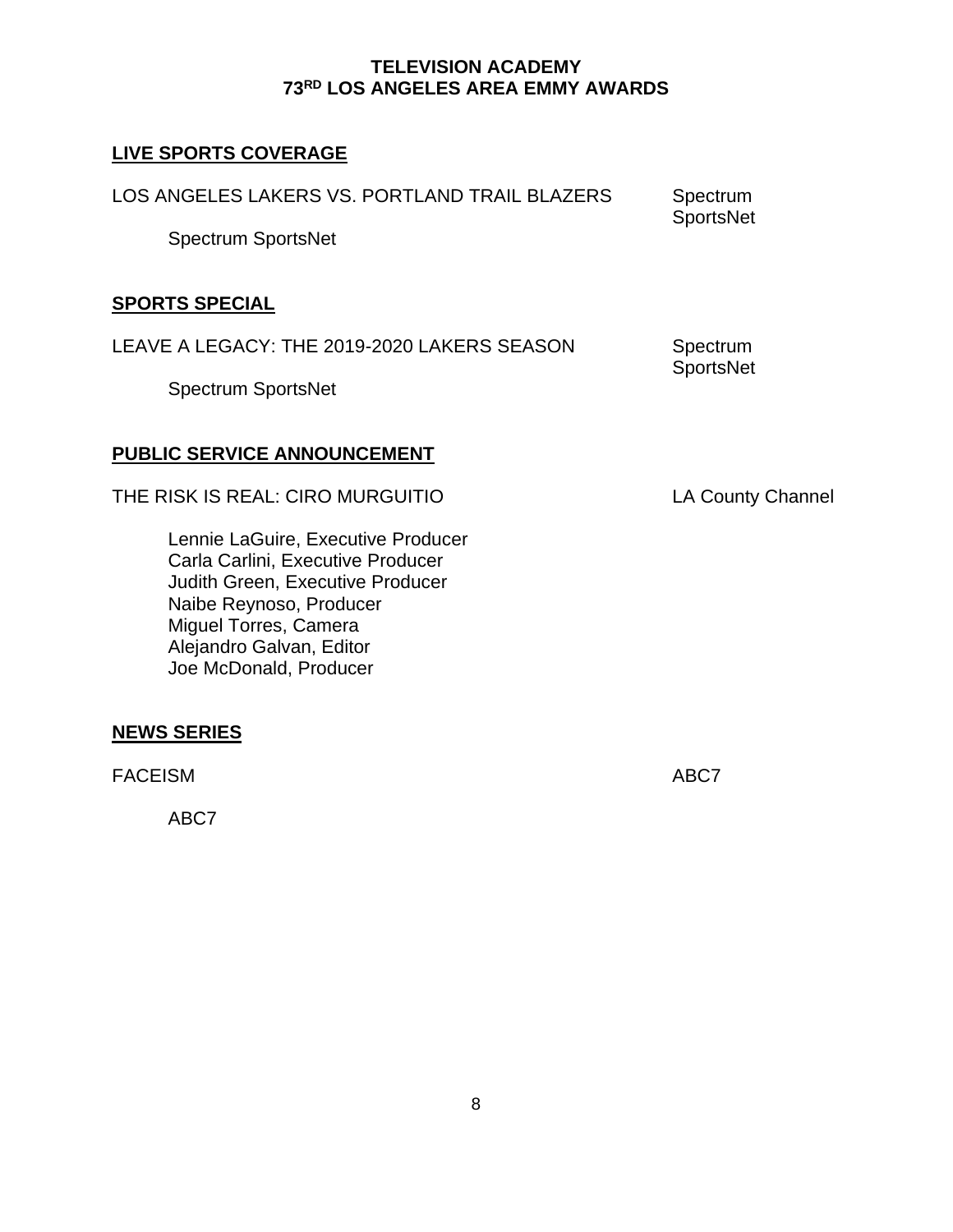**TELEVISION ACADEMY**
**73RD LOS ANGELES AREA EMMY AWARDS**

## LIVE SPORTS COVERAGE

LOS ANGELES LAKERS VS. PORTLAND TRAIL BLAZERS — Spectrum SportsNet

Spectrum SportsNet

## SPORTS SPECIAL

LEAVE A LEGACY: THE 2019-2020 LAKERS SEASON — Spectrum SportsNet

Spectrum SportsNet

## PUBLIC SERVICE ANNOUNCEMENT

THE RISK IS REAL: CIRO MURGUITIO — LA County Channel

Lennie LaGuire, Executive Producer
Carla Carlini, Executive Producer
Judith Green, Executive Producer
Naibe Reynoso, Producer
Miguel Torres, Camera
Alejandro Galvan, Editor
Joe McDonald, Producer

## NEWS SERIES

FACEISM — ABC7

ABC7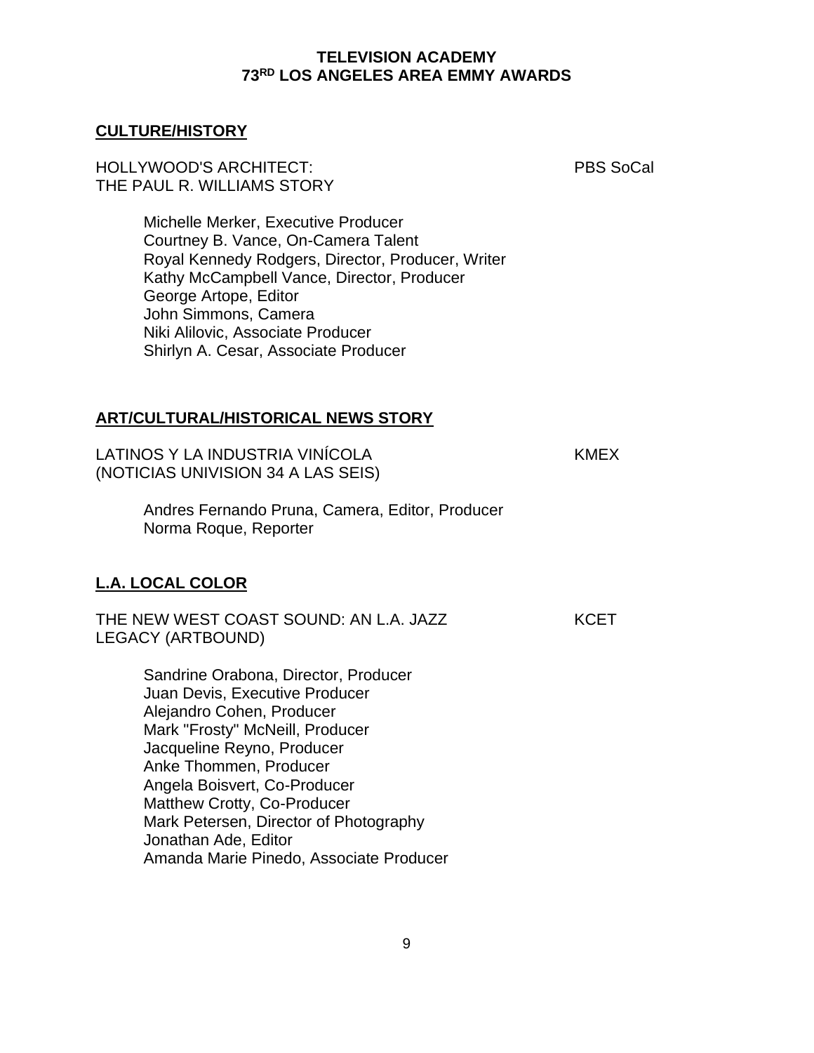## CULTURE/HISTORY

HOLLYWOOD'S ARCHITECT: THE PAUL R. WILLIAMS STORY — PBS SoCal

Michelle Merker, Executive Producer
Courtney B. Vance, On-Camera Talent
Royal Kennedy Rodgers, Director, Producer, Writer
Kathy McCampbell Vance, Director, Producer
George Artope, Editor
John Simmons, Camera
Niki Alilovic, Associate Producer
Shirlyn A. Cesar, Associate Producer

## ART/CULTURAL/HISTORICAL NEWS STORY

LATINOS Y LA INDUSTRIA VINÍCOLA (NOTICIAS UNIVISION 34 A LAS SEIS) — KMEX

Andres Fernando Pruna, Camera, Editor, Producer
Norma Roque, Reporter

## L.A. LOCAL COLOR

THE NEW WEST COAST SOUND: AN L.A. JAZZ LEGACY (ARTBOUND) — KCET

Sandrine Orabona, Director, Producer
Juan Devis, Executive Producer
Alejandro Cohen, Producer
Mark "Frosty" McNeill, Producer
Jacqueline Reyno, Producer
Anke Thommen, Producer
Angela Boisvert, Co-Producer
Matthew Crotty, Co-Producer
Mark Petersen, Director of Photography
Jonathan Ade, Editor
Amanda Marie Pinedo, Associate Producer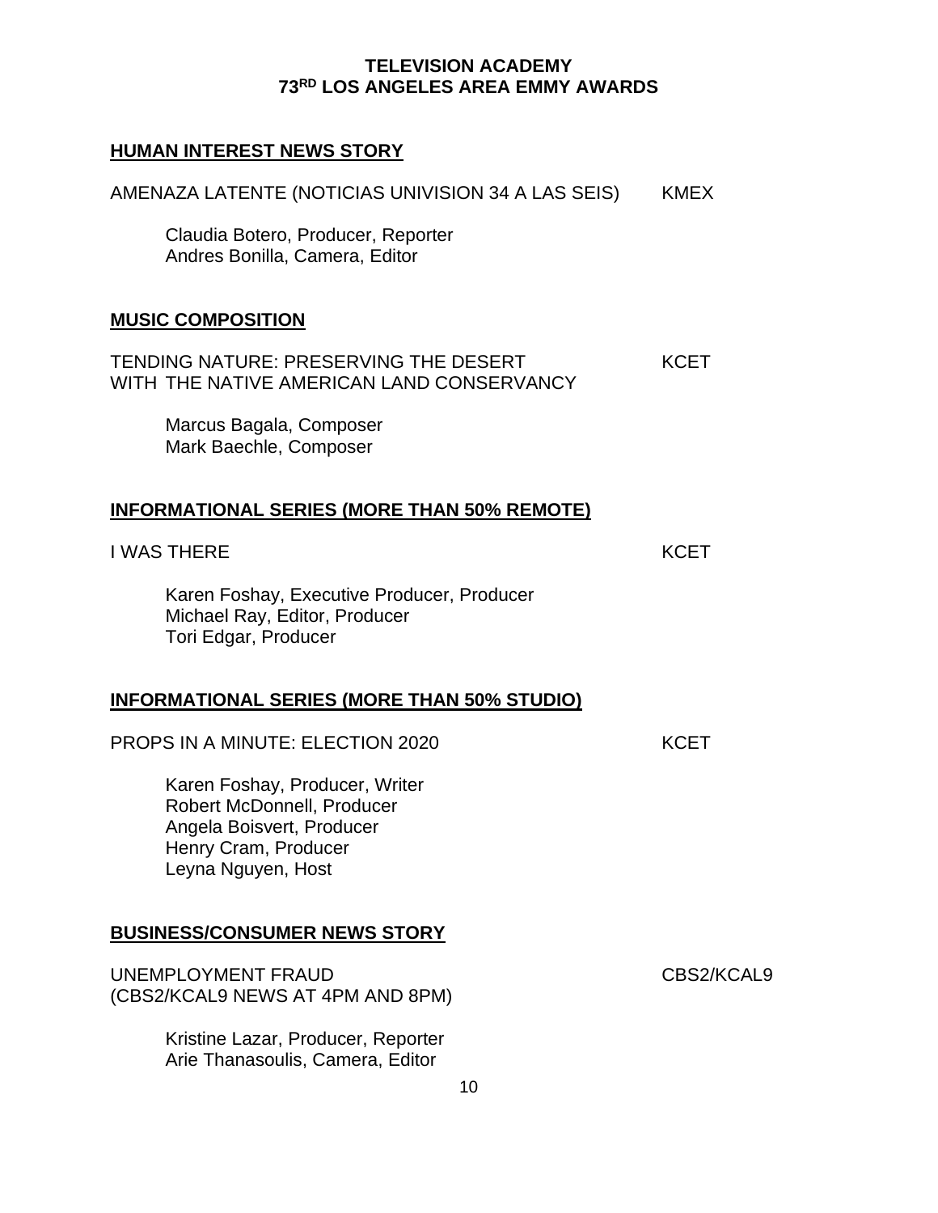**TELEVISION ACADEMY**
**73RD LOS ANGELES AREA EMMY AWARDS**

## HUMAN INTEREST NEWS STORY

AMENAZA LATENTE (NOTICIAS UNIVISION 34 A LAS SEIS) KMEX

Claudia Botero, Producer, Reporter
Andres Bonilla, Camera, Editor

## MUSIC COMPOSITION

TENDING NATURE: PRESERVING THE DESERT WITH THE NATIVE AMERICAN LAND CONSERVANCY KCET

Marcus Bagala, Composer
Mark Baechle, Composer

## INFORMATIONAL SERIES (MORE THAN 50% REMOTE)

I WAS THERE KCET

Karen Foshay, Executive Producer, Producer
Michael Ray, Editor, Producer
Tori Edgar, Producer

## INFORMATIONAL SERIES (MORE THAN 50% STUDIO)

PROPS IN A MINUTE: ELECTION 2020 KCET

Karen Foshay, Producer, Writer
Robert McDonnell, Producer
Angela Boisvert, Producer
Henry Cram, Producer
Leyna Nguyen, Host

## BUSINESS/CONSUMER NEWS STORY

UNEMPLOYMENT FRAUD (CBS2/KCAL9 NEWS AT 4PM AND 8PM) CBS2/KCAL9

Kristine Lazar, Producer, Reporter
Arie Thanasoulis, Camera, Editor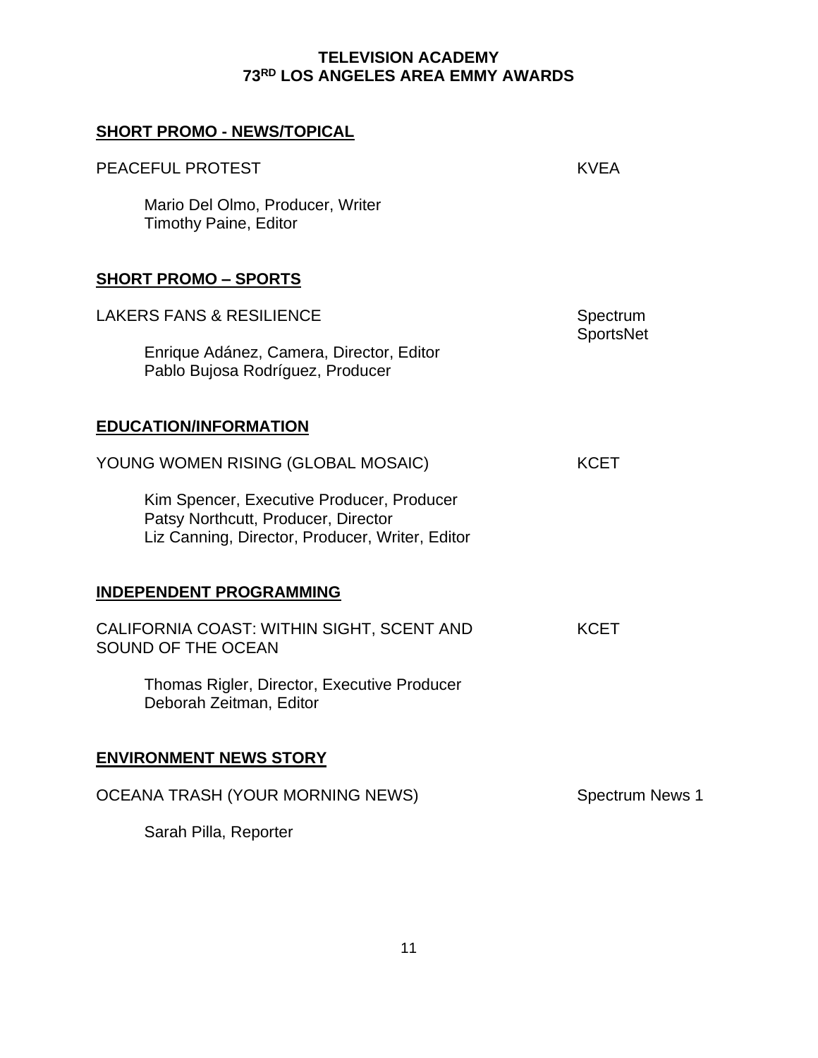**TELEVISION ACADEMY**
**73RD LOS ANGELES AREA EMMY AWARDS**

## SHORT PROMO - NEWS/TOPICAL

PEACEFUL PROTEST — KVEA

Mario Del Olmo, Producer, Writer
Timothy Paine, Editor

## SHORT PROMO – SPORTS

LAKERS FANS & RESILIENCE — Spectrum SportsNet

Enrique Adánez, Camera, Director, Editor
Pablo Bujosa Rodríguez, Producer

## EDUCATION/INFORMATION

YOUNG WOMEN RISING (GLOBAL MOSAIC) — KCET

Kim Spencer, Executive Producer, Producer
Patsy Northcutt, Producer, Director
Liz Canning, Director, Producer, Writer, Editor

## INDEPENDENT PROGRAMMING

CALIFORNIA COAST: WITHIN SIGHT, SCENT AND SOUND OF THE OCEAN — KCET

Thomas Rigler, Director, Executive Producer
Deborah Zeitman, Editor

## ENVIRONMENT NEWS STORY

OCEANA TRASH (YOUR MORNING NEWS) — Spectrum News 1

Sarah Pilla, Reporter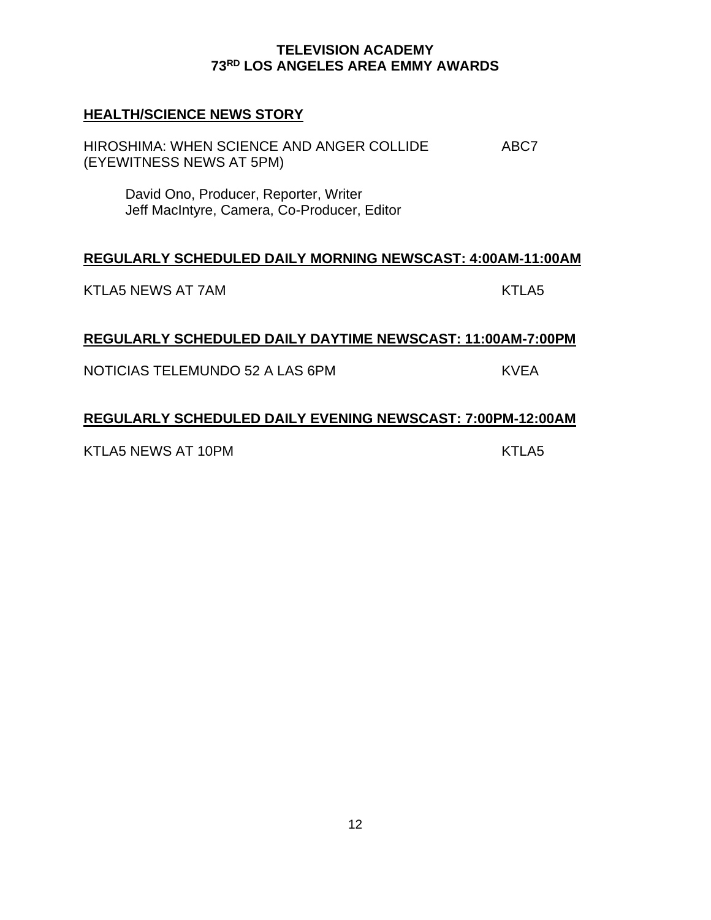**TELEVISION ACADEMY**
**73RD LOS ANGELES AREA EMMY AWARDS**

## HEALTH/SCIENCE NEWS STORY

HIROSHIMA: WHEN SCIENCE AND ANGER COLLIDE (EYEWITNESS NEWS AT 5PM) — ABC7

David Ono, Producer, Reporter, Writer
Jeff MacIntyre, Camera, Co-Producer, Editor

## REGULARLY SCHEDULED DAILY MORNING NEWSCAST: 4:00AM-11:00AM

KTLA5 NEWS AT 7AM — KTLA5

## REGULARLY SCHEDULED DAILY DAYTIME NEWSCAST: 11:00AM-7:00PM

NOTICIAS TELEMUNDO 52 A LAS 6PM — KVEA

## REGULARLY SCHEDULED DAILY EVENING NEWSCAST: 7:00PM-12:00AM

KTLA5 NEWS AT 10PM — KTLA5